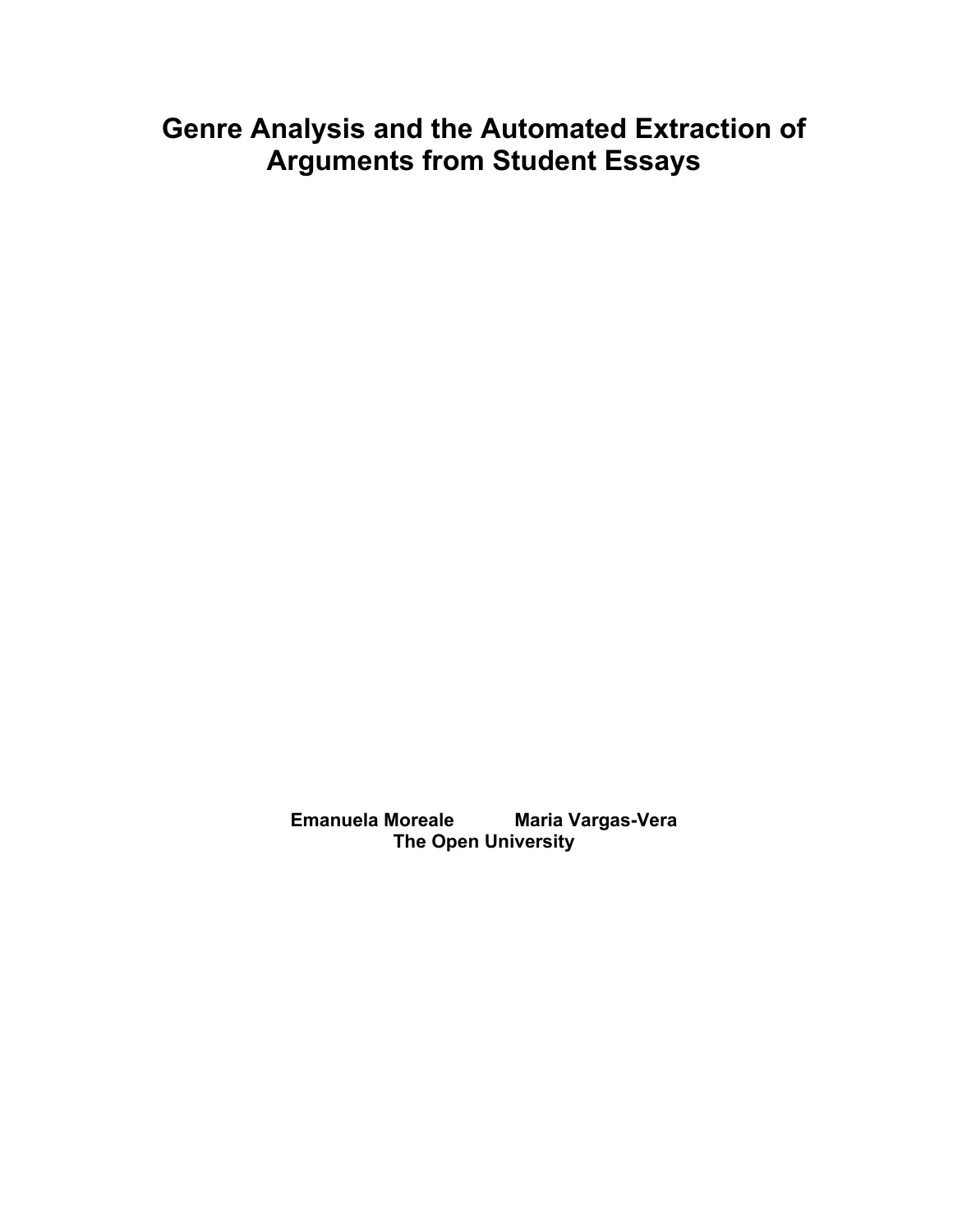# Genre Analysis and the Automated Extraction of Arguments from Student Essays

**Emanuela Moreale Maria Vargas-Vera**
**The Open University**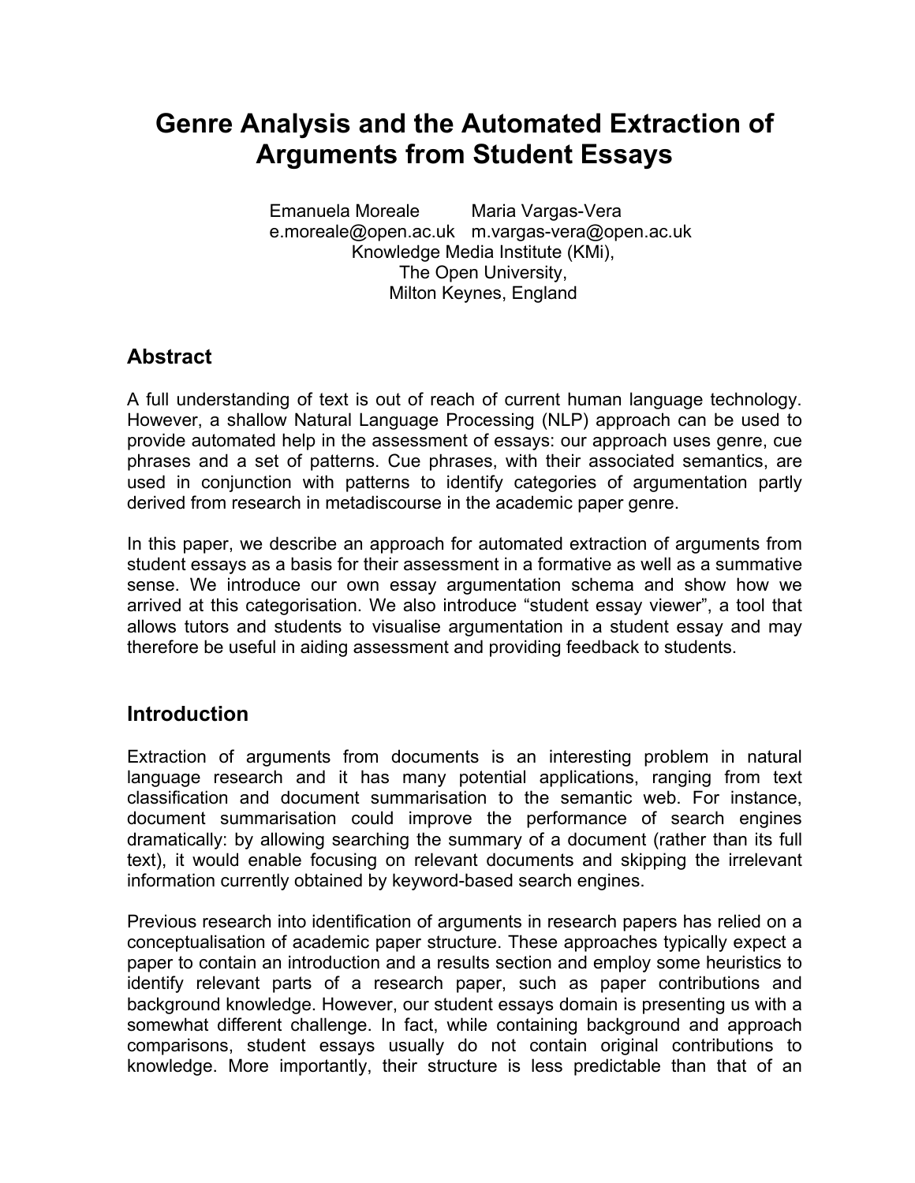# Genre Analysis and the Automated Extraction of Arguments from Student Essays

Emanuela Moreale    Maria Vargas-Vera
e.moreale@open.ac.uk    m.vargas-vera@open.ac.uk
Knowledge Media Institute (KMi),
The Open University,
Milton Keynes, England

## Abstract

A full understanding of text is out of reach of current human language technology. However, a shallow Natural Language Processing (NLP) approach can be used to provide automated help in the assessment of essays: our approach uses genre, cue phrases and a set of patterns. Cue phrases, with their associated semantics, are used in conjunction with patterns to identify categories of argumentation partly derived from research in metadiscourse in the academic paper genre.

In this paper, we describe an approach for automated extraction of arguments from student essays as a basis for their assessment in a formative as well as a summative sense. We introduce our own essay argumentation schema and show how we arrived at this categorisation. We also introduce "student essay viewer", a tool that allows tutors and students to visualise argumentation in a student essay and may therefore be useful in aiding assessment and providing feedback to students.

## Introduction

Extraction of arguments from documents is an interesting problem in natural language research and it has many potential applications, ranging from text classification and document summarisation to the semantic web. For instance, document summarisation could improve the performance of search engines dramatically: by allowing searching the summary of a document (rather than its full text), it would enable focusing on relevant documents and skipping the irrelevant information currently obtained by keyword-based search engines.

Previous research into identification of arguments in research papers has relied on a conceptualisation of academic paper structure. These approaches typically expect a paper to contain an introduction and a results section and employ some heuristics to identify relevant parts of a research paper, such as paper contributions and background knowledge. However, our student essays domain is presenting us with a somewhat different challenge. In fact, while containing background and approach comparisons, student essays usually do not contain original contributions to knowledge. More importantly, their structure is less predictable than that of an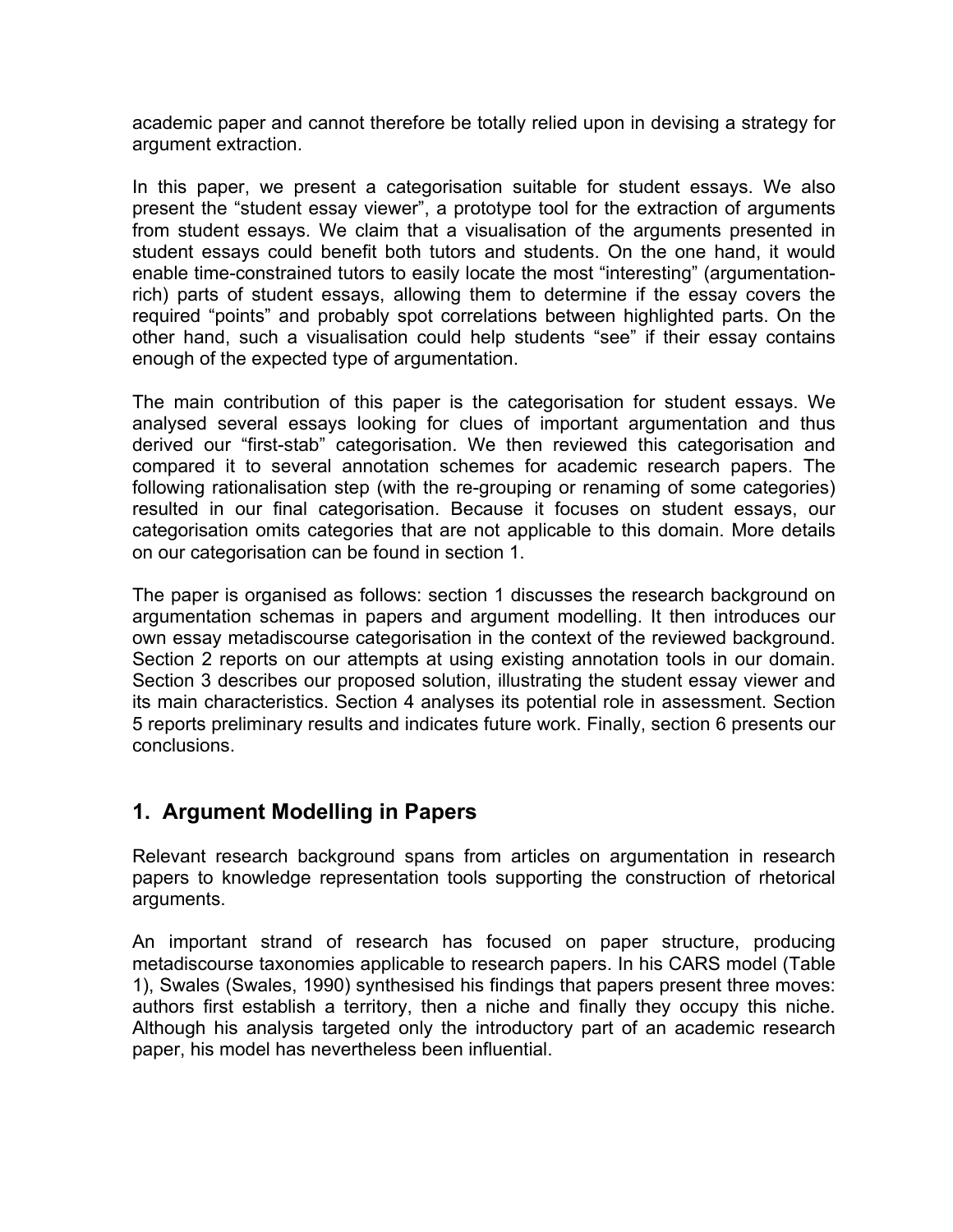academic paper and cannot therefore be totally relied upon in devising a strategy for argument extraction.

In this paper, we present a categorisation suitable for student essays. We also present the "student essay viewer", a prototype tool for the extraction of arguments from student essays. We claim that a visualisation of the arguments presented in student essays could benefit both tutors and students. On the one hand, it would enable time-constrained tutors to easily locate the most "interesting" (argumentation-rich) parts of student essays, allowing them to determine if the essay covers the required "points" and probably spot correlations between highlighted parts. On the other hand, such a visualisation could help students "see" if their essay contains enough of the expected type of argumentation.

The main contribution of this paper is the categorisation for student essays. We analysed several essays looking for clues of important argumentation and thus derived our "first-stab" categorisation. We then reviewed this categorisation and compared it to several annotation schemes for academic research papers. The following rationalisation step (with the re-grouping or renaming of some categories) resulted in our final categorisation. Because it focuses on student essays, our categorisation omits categories that are not applicable to this domain. More details on our categorisation can be found in section 1.

The paper is organised as follows: section 1 discusses the research background on argumentation schemas in papers and argument modelling. It then introduces our own essay metadiscourse categorisation in the context of the reviewed background. Section 2 reports on our attempts at using existing annotation tools in our domain. Section 3 describes our proposed solution, illustrating the student essay viewer and its main characteristics. Section 4 analyses its potential role in assessment. Section 5 reports preliminary results and indicates future work. Finally, section 6 presents our conclusions.

## 1. Argument Modelling in Papers

Relevant research background spans from articles on argumentation in research papers to knowledge representation tools supporting the construction of rhetorical arguments.

An important strand of research has focused on paper structure, producing metadiscourse taxonomies applicable to research papers. In his CARS model (Table 1), Swales (Swales, 1990) synthesised his findings that papers present three moves: authors first establish a territory, then a niche and finally they occupy this niche. Although his analysis targeted only the introductory part of an academic research paper, his model has nevertheless been influential.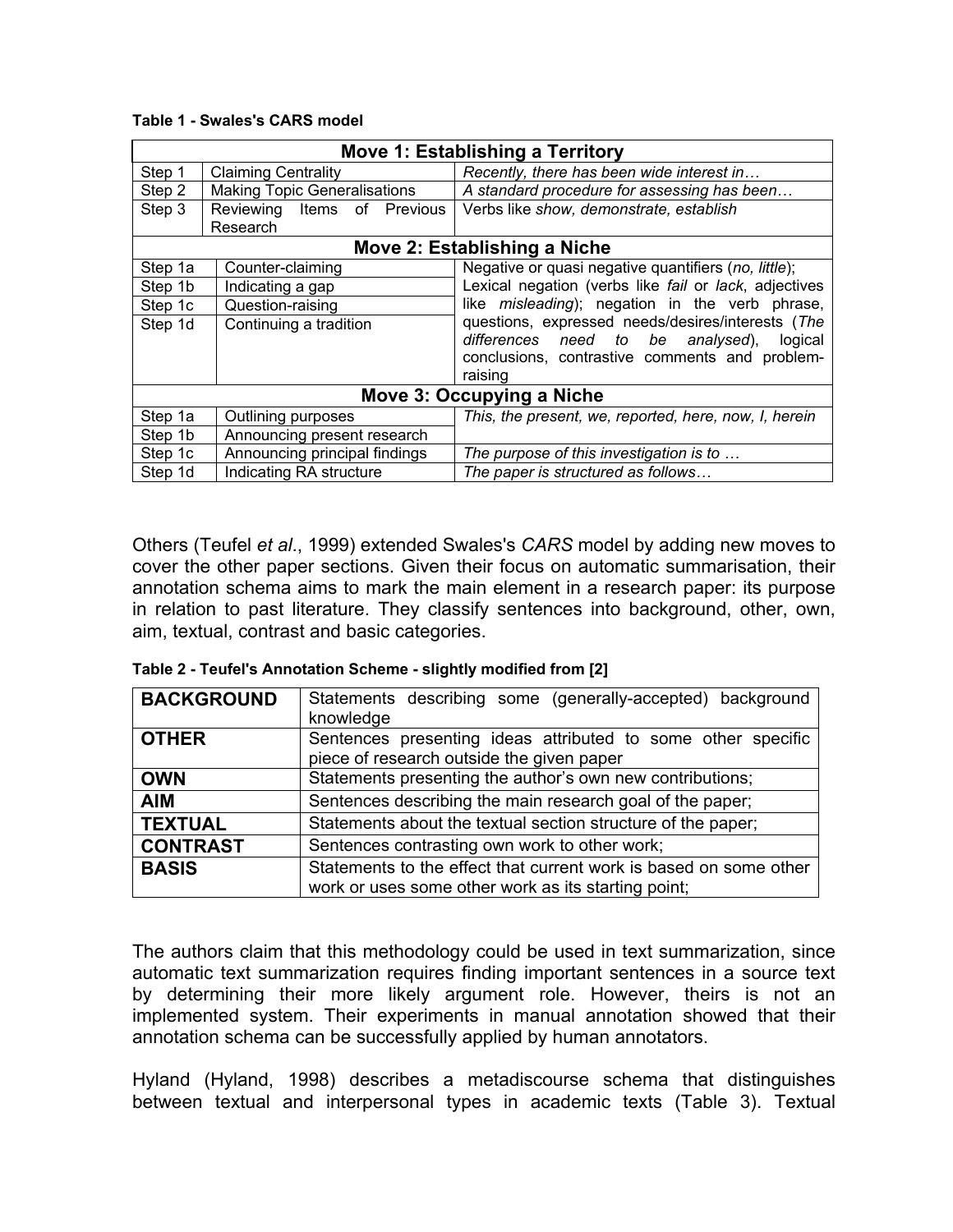**Table 1 - Swales's CARS model**

| Move 1: Establishing a Territory | | |
|---|---|---|
| Step 1 | Claiming Centrality | *Recently, there has been wide interest in…* |
| Step 2 | Making Topic Generalisations | *A standard procedure for assessing has been…* |
| Step 3 | Reviewing Items of Previous Research | Verbs like *show, demonstrate, establish* |
| **Move 2: Establishing a Niche** | | |
| Step 1a | Counter-claiming | Negative or quasi negative quantifiers (*no, little*); Lexical negation (verbs like *fail* or *lack*, adjectives like *misleading*); negation in the verb phrase, questions, expressed needs/desires/interests (*The differences need to be analysed*), logical conclusions, contrastive comments and problem-raising |
| Step 1b | Indicating a gap | |
| Step 1c | Question-raising | |
| Step 1d | Continuing a tradition | |
| **Move 3: Occupying a Niche** | | |
| Step 1a | Outlining purposes | *This, the present, we, reported, here, now, I, herein* |
| Step 1b | Announcing present research | |
| Step 1c | Announcing principal findings | *The purpose of this investigation is to …* |
| Step 1d | Indicating RA structure | *The paper is structured as follows…* |

Others (Teufel *et al*., 1999) extended Swales's *CARS* model by adding new moves to cover the other paper sections. Given their focus on automatic summarisation, their annotation schema aims to mark the main element in a research paper: its purpose in relation to past literature. They classify sentences into background, other, own, aim, textual, contrast and basic categories.

**Table 2 - Teufel's Annotation Scheme - slightly modified from [2]**

| | |
|---|---|
| **BACKGROUND** | Statements describing some (generally-accepted) background knowledge |
| **OTHER** | Sentences presenting ideas attributed to some other specific piece of research outside the given paper |
| **OWN** | Statements presenting the author's own new contributions; |
| **AIM** | Sentences describing the main research goal of the paper; |
| **TEXTUAL** | Statements about the textual section structure of the paper; |
| **CONTRAST** | Sentences contrasting own work to other work; |
| **BASIS** | Statements to the effect that current work is based on some other work or uses some other work as its starting point; |

The authors claim that this methodology could be used in text summarization, since automatic text summarization requires finding important sentences in a source text by determining their more likely argument role. However, theirs is not an implemented system. Their experiments in manual annotation showed that their annotation schema can be successfully applied by human annotators.

Hyland (Hyland, 1998) describes a metadiscourse schema that distinguishes between textual and interpersonal types in academic texts (Table 3). Textual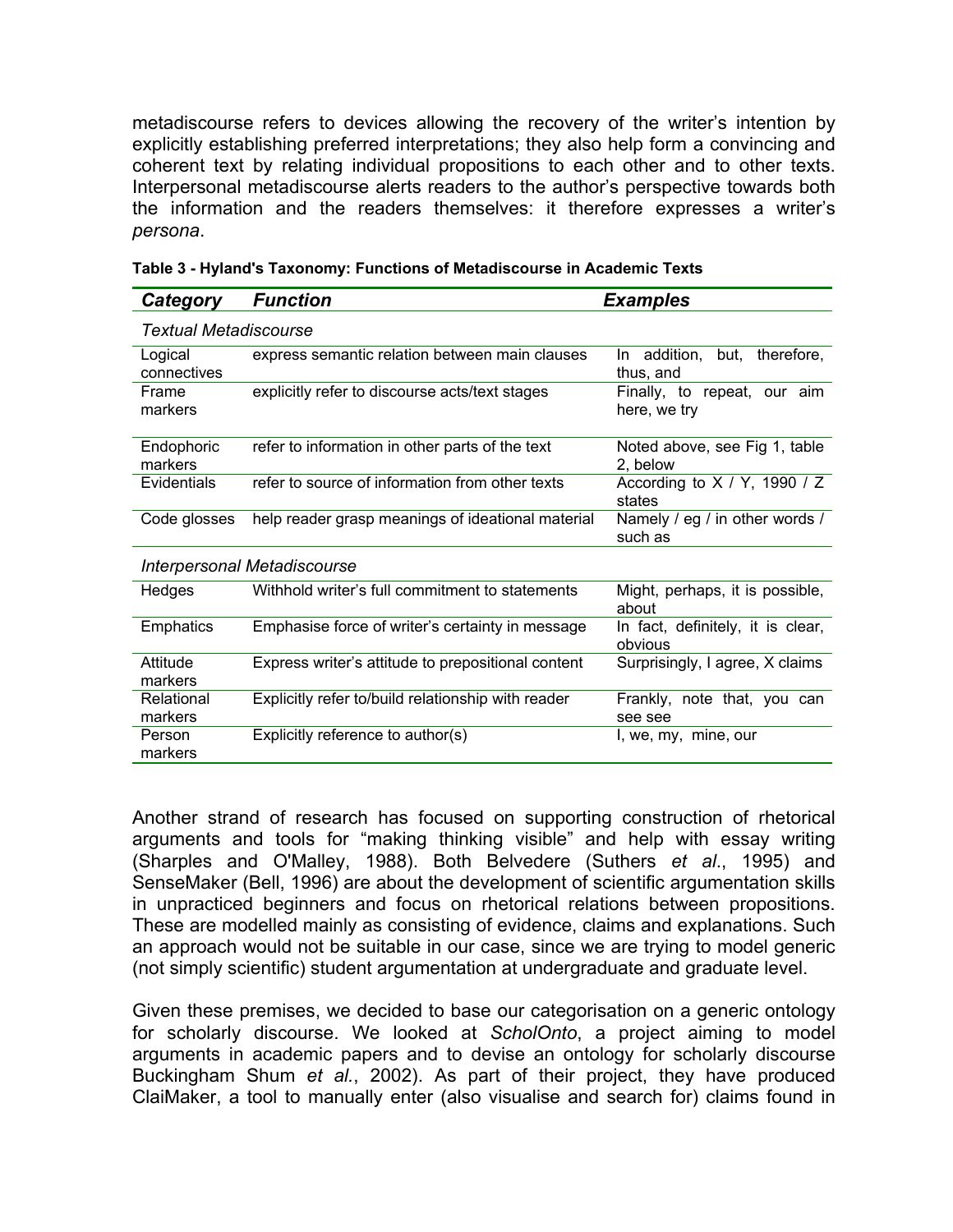metadiscourse refers to devices allowing the recovery of the writer's intention by explicitly establishing preferred interpretations; they also help form a convincing and coherent text by relating individual propositions to each other and to other texts. Interpersonal metadiscourse alerts readers to the author's perspective towards both the information and the readers themselves: it therefore expresses a writer's *persona*.

**Table 3 - Hyland's Taxonomy: Functions of Metadiscourse in Academic Texts**

| *Category* | *Function* | *Examples* |
|---|---|---|
| *Textual Metadiscourse* | | |
| Logical connectives | express semantic relation between main clauses | In addition, but, therefore, thus, and |
| Frame markers | explicitly refer to discourse acts/text stages | Finally, to repeat, our aim here, we try |
| Endophoric markers | refer to information in other parts of the text | Noted above, see Fig 1, table 2, below |
| Evidentials | refer to source of information from other texts | According to X / Y, 1990 / Z states |
| Code glosses | help reader grasp meanings of ideational material | Namely / eg / in other words / such as |
| *Interpersonal Metadiscourse* | | |
| Hedges | Withhold writer's full commitment to statements | Might, perhaps, it is possible, about |
| Emphatics | Emphasise force of writer's certainty in message | In fact, definitely, it is clear, obvious |
| Attitude markers | Express writer's attitude to prepositional content | Surprisingly, I agree, X claims |
| Relational markers | Explicitly refer to/build relationship with reader | Frankly, note that, you can see see |
| Person markers | Explicitly reference to author(s) | I, we, my, mine, our |

Another strand of research has focused on supporting construction of rhetorical arguments and tools for "making thinking visible" and help with essay writing (Sharples and O'Malley, 1988). Both Belvedere (Suthers *et al*., 1995) and SenseMaker (Bell, 1996) are about the development of scientific argumentation skills in unpracticed beginners and focus on rhetorical relations between propositions. These are modelled mainly as consisting of evidence, claims and explanations. Such an approach would not be suitable in our case, since we are trying to model generic (not simply scientific) student argumentation at undergraduate and graduate level.

Given these premises, we decided to base our categorisation on a generic ontology for scholarly discourse. We looked at *ScholOnto*, a project aiming to model arguments in academic papers and to devise an ontology for scholarly discourse Buckingham Shum *et al.*, 2002). As part of their project, they have produced ClaiMaker, a tool to manually enter (also visualise and search for) claims found in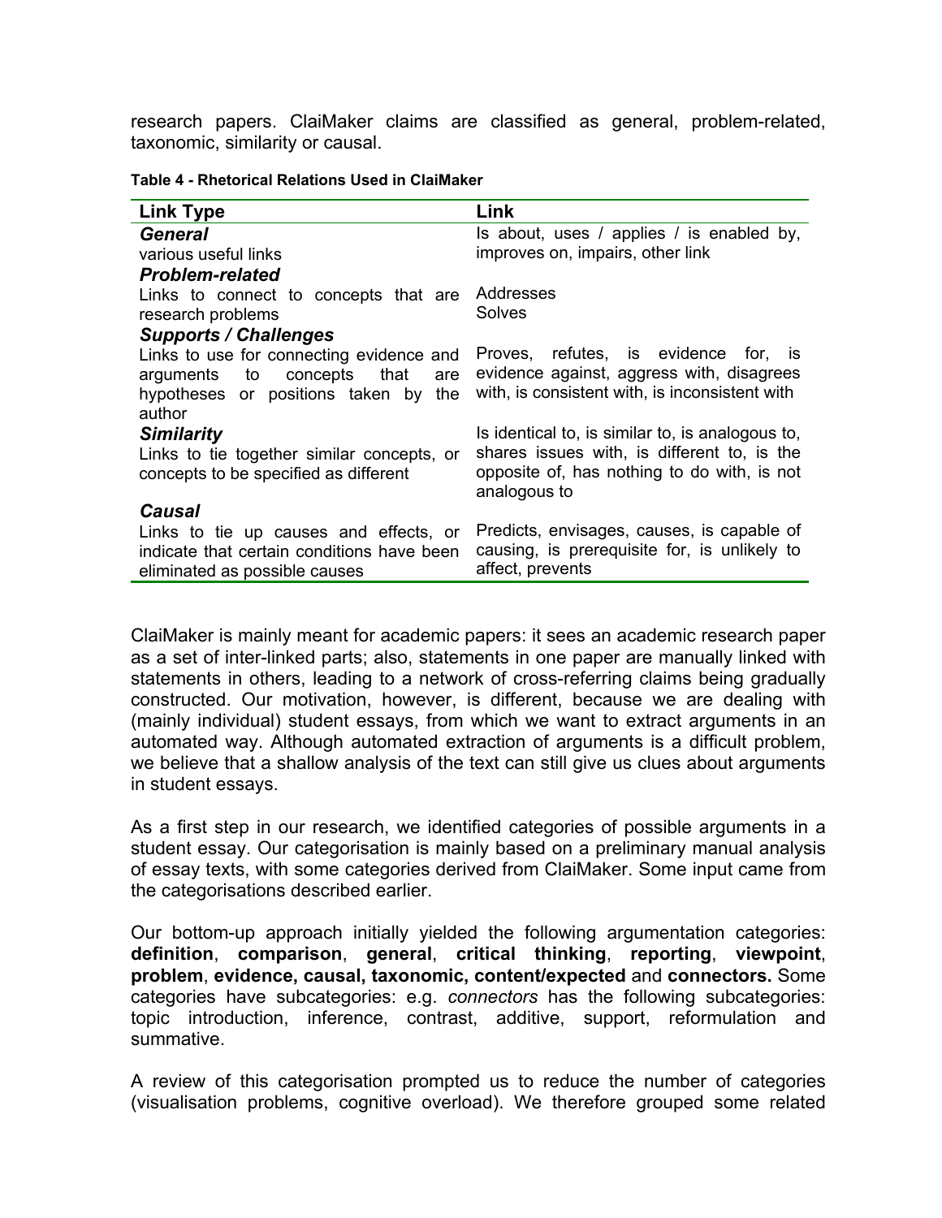research papers. ClaiMaker claims are classified as general, problem-related, taxonomic, similarity or causal.

**Table 4 - Rhetorical Relations Used in ClaiMaker**

| Link Type | Link |
|---|---|
| ***General*** <br> various useful links | Is about, uses / applies / is enabled by, improves on, impairs, other link |
| ***Problem-related*** <br> Links to connect to concepts that are research problems | Addresses <br> Solves |
| ***Supports / Challenges*** <br> Links to use for connecting evidence and arguments to concepts that are hypotheses or positions taken by the author | Proves, refutes, is evidence for, is evidence against, aggress with, disagrees with, is consistent with, is inconsistent with |
| ***Similarity*** <br> Links to tie together similar concepts, or concepts to be specified as different | Is identical to, is similar to, is analogous to, shares issues with, is different to, is the opposite of, has nothing to do with, is not analogous to |
| ***Causal*** <br> Links to tie up causes and effects, or indicate that certain conditions have been eliminated as possible causes | Predicts, envisages, causes, is capable of causing, is prerequisite for, is unlikely to affect, prevents |

ClaiMaker is mainly meant for academic papers: it sees an academic research paper as a set of inter-linked parts; also, statements in one paper are manually linked with statements in others, leading to a network of cross-referring claims being gradually constructed. Our motivation, however, is different, because we are dealing with (mainly individual) student essays, from which we want to extract arguments in an automated way. Although automated extraction of arguments is a difficult problem, we believe that a shallow analysis of the text can still give us clues about arguments in student essays.

As a first step in our research, we identified categories of possible arguments in a student essay. Our categorisation is mainly based on a preliminary manual analysis of essay texts, with some categories derived from ClaiMaker. Some input came from the categorisations described earlier.

Our bottom-up approach initially yielded the following argumentation categories: **definition**, **comparison**, **general**, **critical thinking**, **reporting**, **viewpoint**, **problem**, **evidence, causal, taxonomic, content/expected** and **connectors.** Some categories have subcategories: e.g. *connectors* has the following subcategories: topic introduction, inference, contrast, additive, support, reformulation and summative.

A review of this categorisation prompted us to reduce the number of categories (visualisation problems, cognitive overload). We therefore grouped some related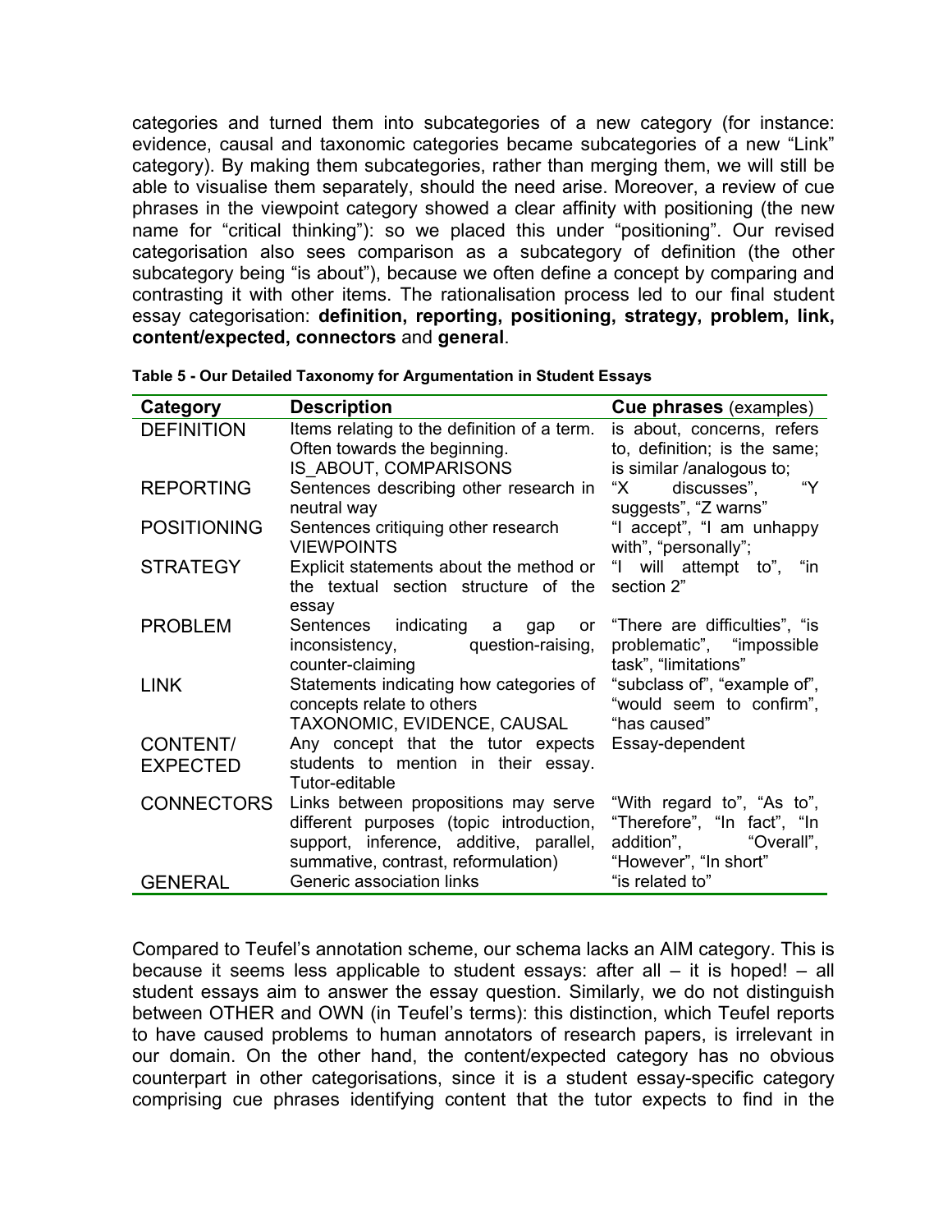categories and turned them into subcategories of a new category (for instance: evidence, causal and taxonomic categories became subcategories of a new "Link" category). By making them subcategories, rather than merging them, we will still be able to visualise them separately, should the need arise. Moreover, a review of cue phrases in the viewpoint category showed a clear affinity with positioning (the new name for "critical thinking"): so we placed this under "positioning". Our revised categorisation also sees comparison as a subcategory of definition (the other subcategory being "is about"), because we often define a concept by comparing and contrasting it with other items. The rationalisation process led to our final student essay categorisation: **definition, reporting, positioning, strategy, problem, link, content/expected, connectors** and **general**.

**Table 5 - Our Detailed Taxonomy for Argumentation in Student Essays**

| Category | Description | **Cue phrases** (examples) |
|---|---|---|
| DEFINITION | Items relating to the definition of a term. Often towards the beginning. IS_ABOUT, COMPARISONS | is about, concerns, refers to, definition; is the same; is similar /analogous to; |
| REPORTING | Sentences describing other research in neutral way | "X discusses", "Y suggests", "Z warns" |
| POSITIONING | Sentences critiquing other research VIEWPOINTS | "I accept", "I am unhappy with", "personally"; |
| STRATEGY | Explicit statements about the method or the textual section structure of the essay | "I will attempt to", "in section 2" |
| PROBLEM | Sentences indicating a gap or inconsistency, question-raising, counter-claiming | "There are difficulties", "is problematic", "impossible task", "limitations" |
| LINK | Statements indicating how categories of concepts relate to others TAXONOMIC, EVIDENCE, CAUSAL | "subclass of", "example of", "would seem to confirm", "has caused" |
| CONTENT/ EXPECTED | Any concept that the tutor expects students to mention in their essay. Tutor-editable | Essay-dependent |
| CONNECTORS | Links between propositions may serve different purposes (topic introduction, support, inference, additive, parallel, summative, contrast, reformulation) | "With regard to", "As to", "Therefore", "In fact", "In addition", "Overall", "However", "In short" |
| GENERAL | Generic association links | "is related to" |

Compared to Teufel's annotation scheme, our schema lacks an AIM category. This is because it seems less applicable to student essays: after all – it is hoped! – all student essays aim to answer the essay question. Similarly, we do not distinguish between OTHER and OWN (in Teufel's terms): this distinction, which Teufel reports to have caused problems to human annotators of research papers, is irrelevant in our domain. On the other hand, the content/expected category has no obvious counterpart in other categorisations, since it is a student essay-specific category comprising cue phrases identifying content that the tutor expects to find in the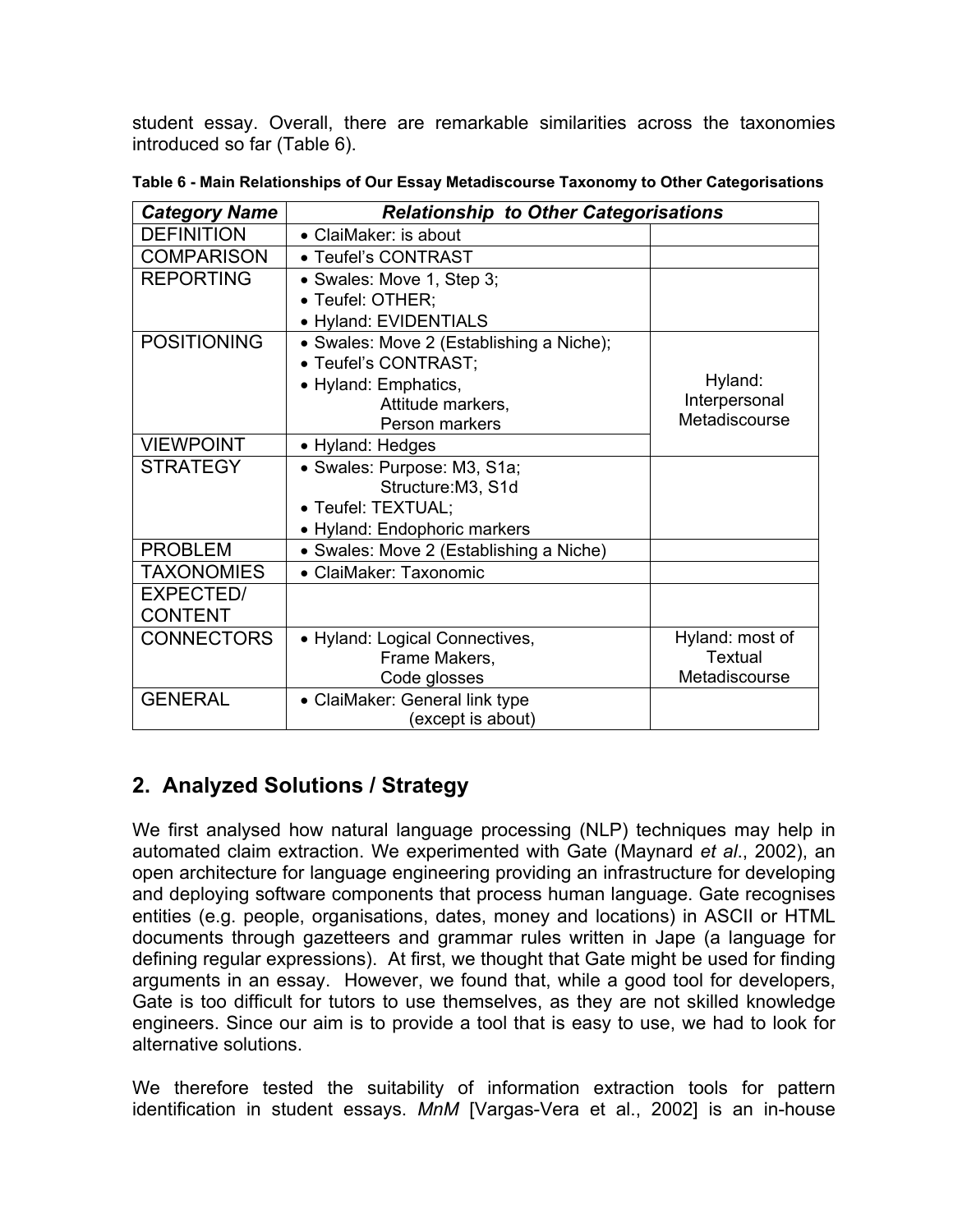student essay. Overall, there are remarkable similarities across the taxonomies introduced so far (Table 6).

**Table 6 - Main Relationships of Our Essay Metadiscourse Taxonomy to Other Categorisations**

| *Category Name* | *Relationship to Other Categorisations* | |
|---|---|---|
| DEFINITION | • ClaiMaker: is about | |
| COMPARISON | • Teufel's CONTRAST | |
| REPORTING | • Swales: Move 1, Step 3;<br>• Teufel: OTHER;<br>• Hyland: EVIDENTIALS | |
| POSITIONING | • Swales: Move 2 (Establishing a Niche);<br>• Teufel's CONTRAST;<br>• Hyland: Emphatics, Attitude markers, Person markers | Hyland: Interpersonal Metadiscourse |
| VIEWPOINT | • Hyland: Hedges | |
| STRATEGY | • Swales: Purpose: M3, S1a; Structure:M3, S1d<br>• Teufel: TEXTUAL;<br>• Hyland: Endophoric markers | |
| PROBLEM | • Swales: Move 2 (Establishing a Niche) | |
| TAXONOMIES | • ClaiMaker: Taxonomic | |
| EXPECTED/ CONTENT | | |
| CONNECTORS | • Hyland: Logical Connectives, Frame Makers, Code glosses | Hyland: most of Textual Metadiscourse |
| GENERAL | • ClaiMaker: General link type (except is about) | |

## 2. Analyzed Solutions / Strategy

We first analysed how natural language processing (NLP) techniques may help in automated claim extraction. We experimented with Gate (Maynard *et al*., 2002), an open architecture for language engineering providing an infrastructure for developing and deploying software components that process human language. Gate recognises entities (e.g. people, organisations, dates, money and locations) in ASCII or HTML documents through gazetteers and grammar rules written in Jape (a language for defining regular expressions). At first, we thought that Gate might be used for finding arguments in an essay. However, we found that, while a good tool for developers, Gate is too difficult for tutors to use themselves, as they are not skilled knowledge engineers. Since our aim is to provide a tool that is easy to use, we had to look for alternative solutions.

We therefore tested the suitability of information extraction tools for pattern identification in student essays. *MnM* [Vargas-Vera et al., 2002] is an in-house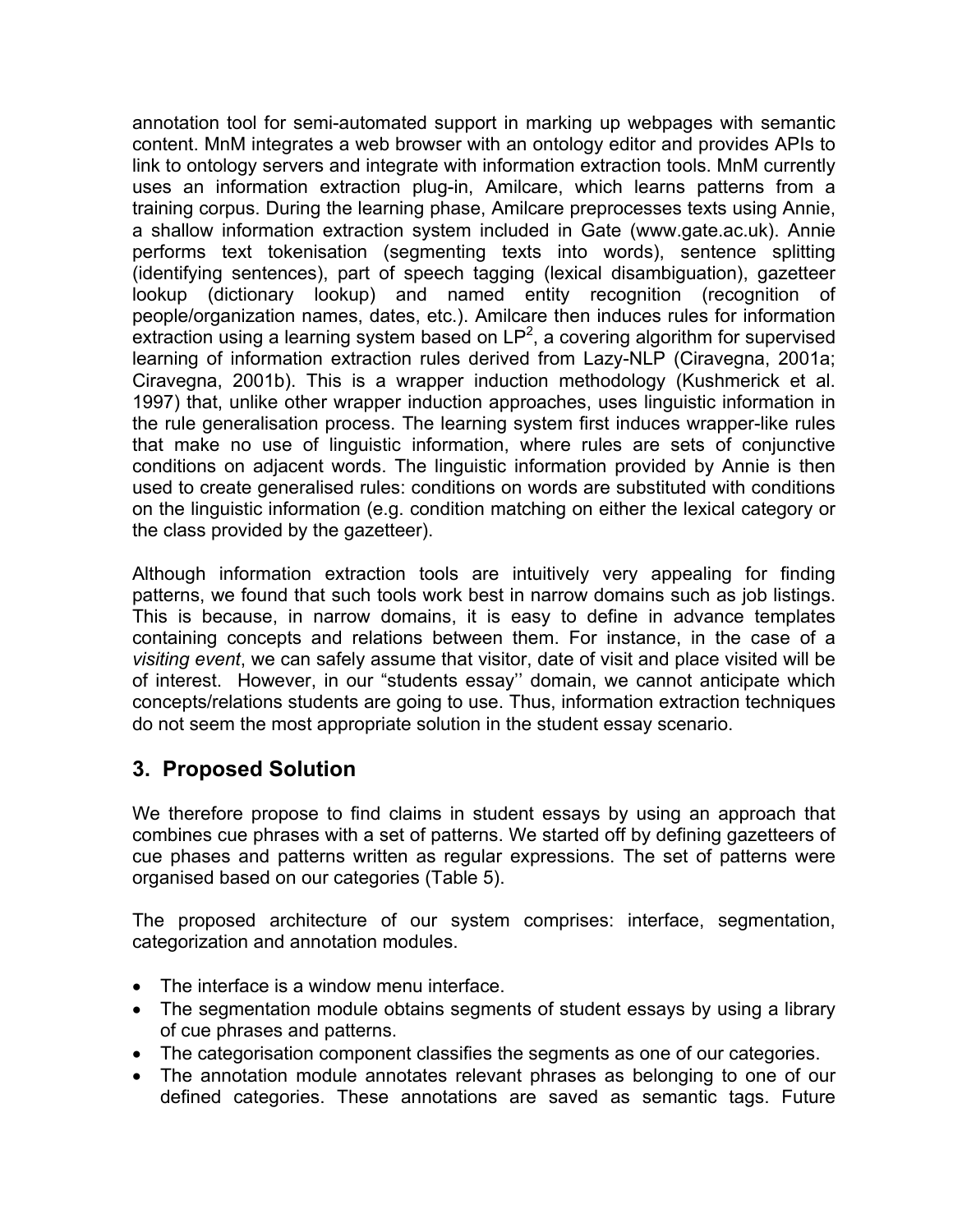annotation tool for semi-automated support in marking up webpages with semantic content. MnM integrates a web browser with an ontology editor and provides APIs to link to ontology servers and integrate with information extraction tools. MnM currently uses an information extraction plug-in, Amilcare, which learns patterns from a training corpus. During the learning phase, Amilcare preprocesses texts using Annie, a shallow information extraction system included in Gate (www.gate.ac.uk). Annie performs text tokenisation (segmenting texts into words), sentence splitting (identifying sentences), part of speech tagging (lexical disambiguation), gazetteer lookup (dictionary lookup) and named entity recognition (recognition of people/organization names, dates, etc.). Amilcare then induces rules for information extraction using a learning system based on $LP^2$, a covering algorithm for supervised learning of information extraction rules derived from Lazy-NLP (Ciravegna, 2001a; Ciravegna, 2001b). This is a wrapper induction methodology (Kushmerick et al. 1997) that, unlike other wrapper induction approaches, uses linguistic information in the rule generalisation process. The learning system first induces wrapper-like rules that make no use of linguistic information, where rules are sets of conjunctive conditions on adjacent words. The linguistic information provided by Annie is then used to create generalised rules: conditions on words are substituted with conditions on the linguistic information (e.g. condition matching on either the lexical category or the class provided by the gazetteer).

Although information extraction tools are intuitively very appealing for finding patterns, we found that such tools work best in narrow domains such as job listings. This is because, in narrow domains, it is easy to define in advance templates containing concepts and relations between them. For instance, in the case of a *visiting event*, we can safely assume that visitor, date of visit and place visited will be of interest. However, in our "students essay'' domain, we cannot anticipate which concepts/relations students are going to use. Thus, information extraction techniques do not seem the most appropriate solution in the student essay scenario.

## 3. Proposed Solution

We therefore propose to find claims in student essays by using an approach that combines cue phrases with a set of patterns. We started off by defining gazetteers of cue phases and patterns written as regular expressions. The set of patterns were organised based on our categories (Table 5).

The proposed architecture of our system comprises: interface, segmentation, categorization and annotation modules.

- The interface is a window menu interface.
- The segmentation module obtains segments of student essays by using a library of cue phrases and patterns.
- The categorisation component classifies the segments as one of our categories.
- The annotation module annotates relevant phrases as belonging to one of our defined categories. These annotations are saved as semantic tags. Future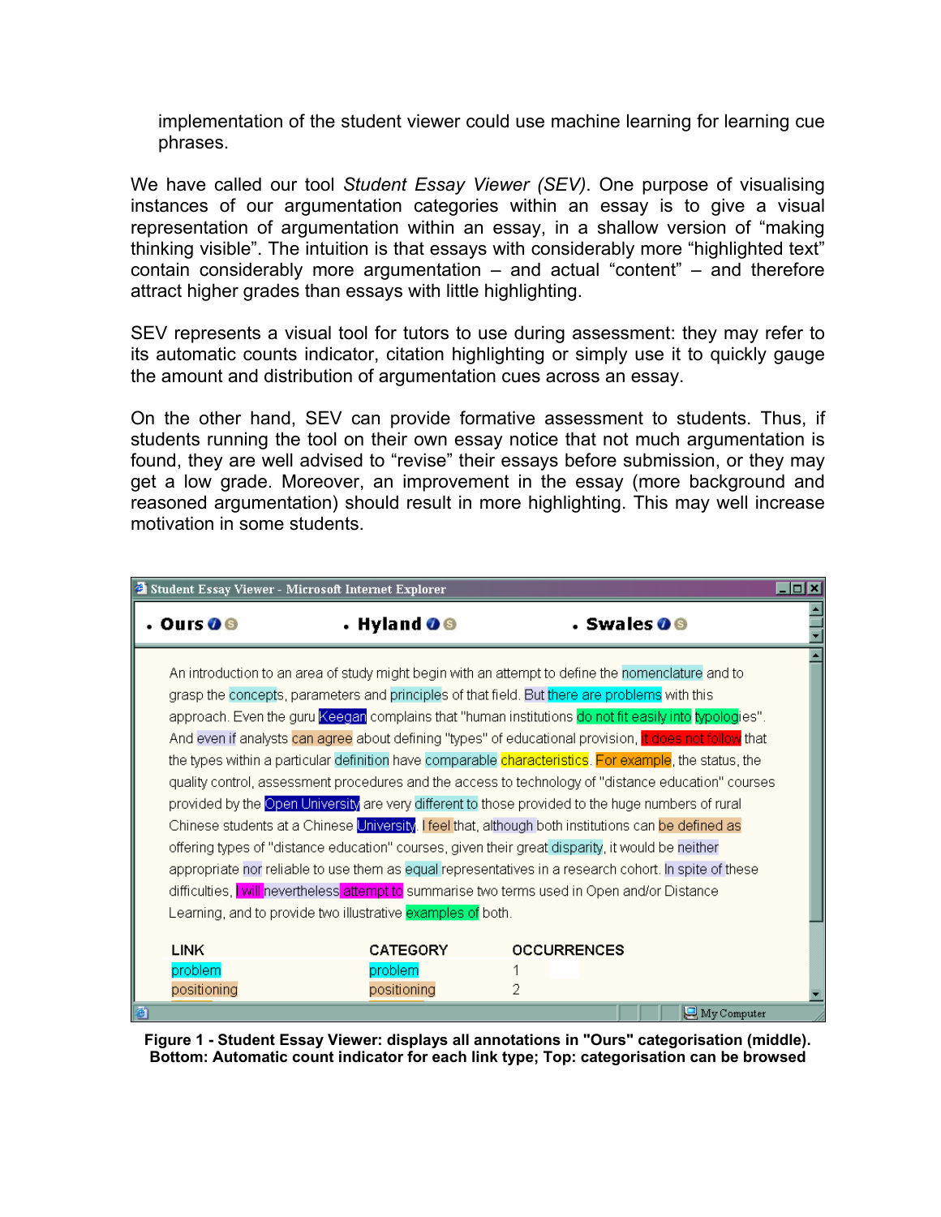implementation of the student viewer could use machine learning for learning cue phrases.

We have called our tool *Student Essay Viewer (SEV)*. One purpose of visualising instances of our argumentation categories within an essay is to give a visual representation of argumentation within an essay, in a shallow version of "making thinking visible". The intuition is that essays with considerably more "highlighted text" contain considerably more argumentation – and actual "content" – and therefore attract higher grades than essays with little highlighting.

SEV represents a visual tool for tutors to use during assessment: they may refer to its automatic counts indicator, citation highlighting or simply use it to quickly gauge the amount and distribution of argumentation cues across an essay.

On the other hand, SEV can provide formative assessment to students. Thus, if students running the tool on their own essay notice that not much argumentation is found, they are well advised to "revise" their essays before submission, or they may get a low grade. Moreover, an improvement in the essay (more background and reasoned argumentation) should result in more highlighting. This may well increase motivation in some students.

Student Essay Viewer - Microsoft Internet Explorer

• Ours • Hyland • Swales

An introduction to an area of study might begin with an attempt to define the nomenclature and to grasp the concepts, parameters and principles of that field. But there are problems with this approach. Even the guru Keegan complains that "human institutions do not fit easily into typologies". And even if analysts can agree about defining "types" of educational provision, it does not follow that the types within a particular definition have comparable characteristics. For example, the status, the quality control, assessment procedures and the access to technology of "distance education" courses provided by the Open University are very different to those provided to the huge numbers of rural Chinese students at a Chinese University. I feel that, although both institutions can be defined as offering types of "distance education" courses, given their great disparity, it would be neither appropriate nor reliable to use them as equal representatives in a research cohort. In spite of these difficulties, I will nevertheless attempt to summarise two terms used in Open and/or Distance Learning, and to provide two illustrative examples of both.

| LINK | CATEGORY | OCCURRENCES |
|---|---|---|
| problem | problem | 1 |
| positioning | positioning | 2 |

My Computer

**Figure 1 - Student Essay Viewer: displays all annotations in "Ours" categorisation (middle). Bottom: Automatic count indicator for each link type; Top: categorisation can be browsed**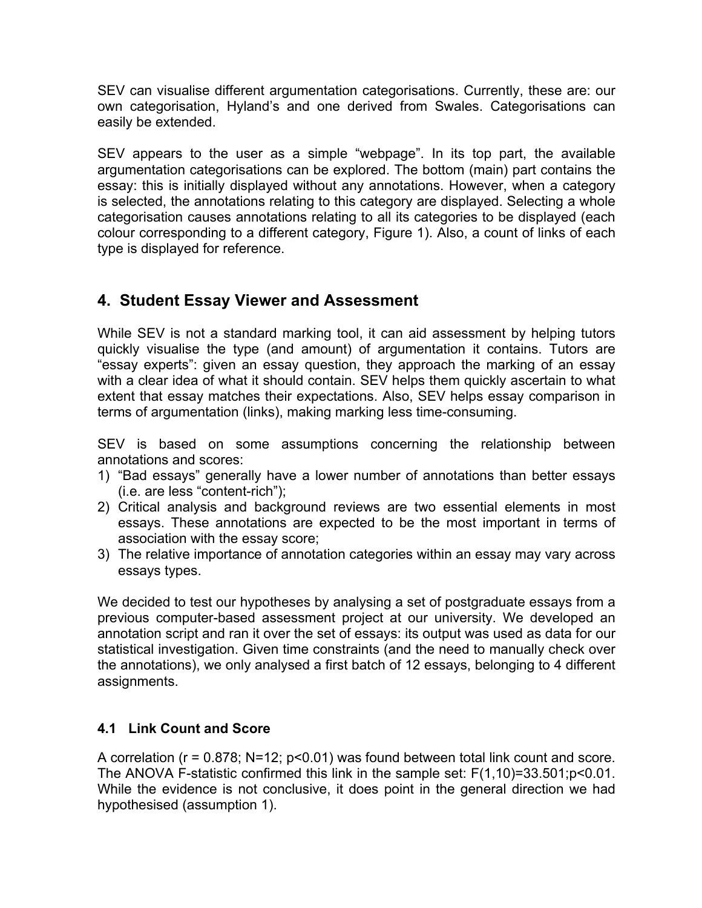SEV can visualise different argumentation categorisations. Currently, these are: our own categorisation, Hyland's and one derived from Swales. Categorisations can easily be extended.

SEV appears to the user as a simple "webpage". In its top part, the available argumentation categorisations can be explored. The bottom (main) part contains the essay: this is initially displayed without any annotations. However, when a category is selected, the annotations relating to this category are displayed. Selecting a whole categorisation causes annotations relating to all its categories to be displayed (each colour corresponding to a different category, Figure 1). Also, a count of links of each type is displayed for reference.

## 4. Student Essay Viewer and Assessment

While SEV is not a standard marking tool, it can aid assessment by helping tutors quickly visualise the type (and amount) of argumentation it contains. Tutors are "essay experts": given an essay question, they approach the marking of an essay with a clear idea of what it should contain. SEV helps them quickly ascertain to what extent that essay matches their expectations. Also, SEV helps essay comparison in terms of argumentation (links), making marking less time-consuming.

SEV is based on some assumptions concerning the relationship between annotations and scores:

1) "Bad essays" generally have a lower number of annotations than better essays (i.e. are less "content-rich");
2) Critical analysis and background reviews are two essential elements in most essays. These annotations are expected to be the most important in terms of association with the essay score;
3) The relative importance of annotation categories within an essay may vary across essays types.

We decided to test our hypotheses by analysing a set of postgraduate essays from a previous computer-based assessment project at our university. We developed an annotation script and ran it over the set of essays: its output was used as data for our statistical investigation. Given time constraints (and the need to manually check over the annotations), we only analysed a first batch of 12 essays, belonging to 4 different assignments.

### 4.1 Link Count and Score

A correlation ($r = 0.878$; $N=12$; $p<0.01$) was found between total link count and score. The ANOVA F-statistic confirmed this link in the sample set: $F(1,10)=33.501$;$p<0.01$. While the evidence is not conclusive, it does point in the general direction we had hypothesised (assumption 1).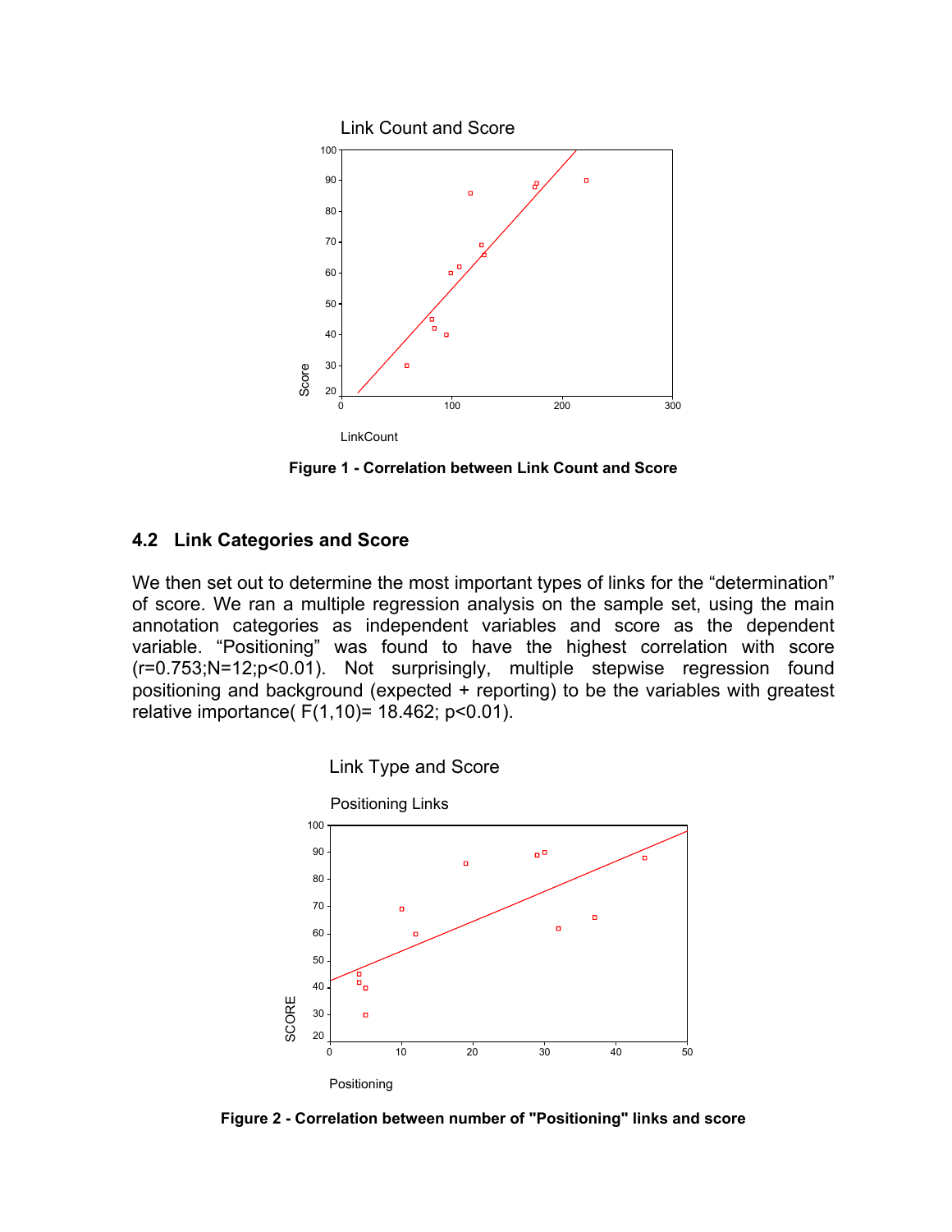Figure 1 - Correlation between Link Count and Score

## 4.2 Link Categories and Score

We then set out to determine the most important types of links for the "determination" of score. We ran a multiple regression analysis on the sample set, using the main annotation categories as independent variables and score as the dependent variable. "Positioning" was found to have the highest correlation with score ($r=0.753; N=12; p<0.01$). Not surprisingly, multiple stepwise regression found positioning and background (expected + reporting) to be the variables with greatest relative importance( $F(1,10)= 18.462; p<0.01$).

Figure 2 - Correlation between number of "Positioning" links and score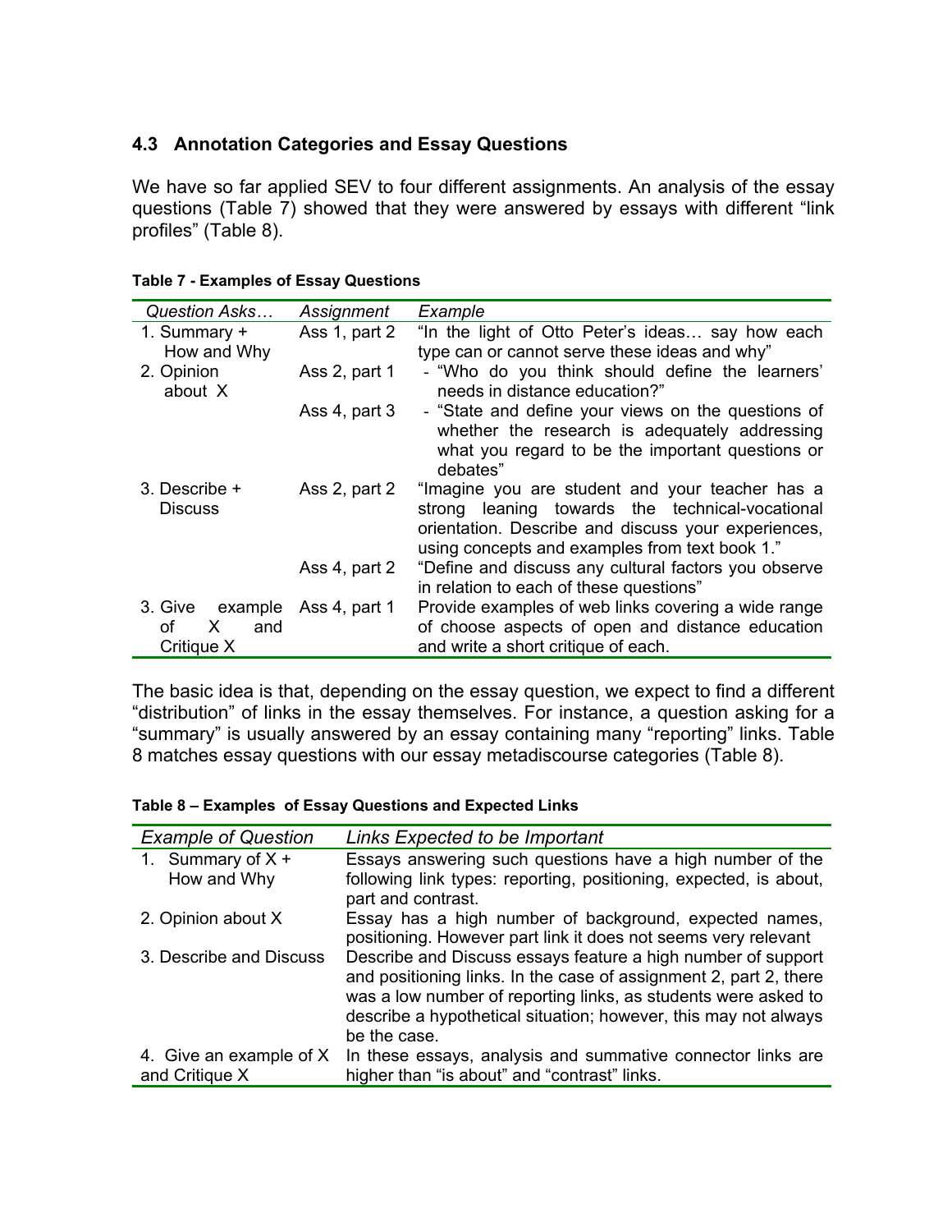### 4.3 Annotation Categories and Essay Questions

We have so far applied SEV to four different assignments. An analysis of the essay questions (Table 7) showed that they were answered by essays with different "link profiles" (Table 8).

**Table 7 - Examples of Essay Questions**

| *Question Asks…* | *Assignment* | *Example* |
|---|---|---|
| 1. Summary + How and Why | Ass 1, part 2 | "In the light of Otto Peter's ideas… say how each type can or cannot serve these ideas and why" |
| 2. Opinion about X | Ass 2, part 1 | - "Who do you think should define the learners' needs in distance education?" |
| | Ass 4, part 3 | - "State and define your views on the questions of whether the research is adequately addressing what you regard to be the important questions or debates" |
| 3. Describe + Discuss | Ass 2, part 2 | "Imagine you are student and your teacher has a strong leaning towards the technical-vocational orientation. Describe and discuss your experiences, using concepts and examples from text book 1." |
| | Ass 4, part 2 | "Define and discuss any cultural factors you observe in relation to each of these questions" |
| 3. Give example of X and Critique X | Ass 4, part 1 | Provide examples of web links covering a wide range of choose aspects of open and distance education and write a short critique of each. |

The basic idea is that, depending on the essay question, we expect to find a different "distribution" of links in the essay themselves. For instance, a question asking for a "summary" is usually answered by an essay containing many "reporting" links. Table 8 matches essay questions with our essay metadiscourse categories (Table 8).

**Table 8 – Examples of Essay Questions and Expected Links**

| *Example of Question* | *Links Expected to be Important* |
|---|---|
| 1. Summary of X + How and Why | Essays answering such questions have a high number of the following link types: reporting, positioning, expected, is about, part and contrast. |
| 2. Opinion about X | Essay has a high number of background, expected names, positioning. However part link it does not seems very relevant |
| 3. Describe and Discuss | Describe and Discuss essays feature a high number of support and positioning links. In the case of assignment 2, part 2, there was a low number of reporting links, as students were asked to describe a hypothetical situation; however, this may not always be the case. |
| 4. Give an example of X and Critique X | In these essays, analysis and summative connector links are higher than "is about" and "contrast" links. |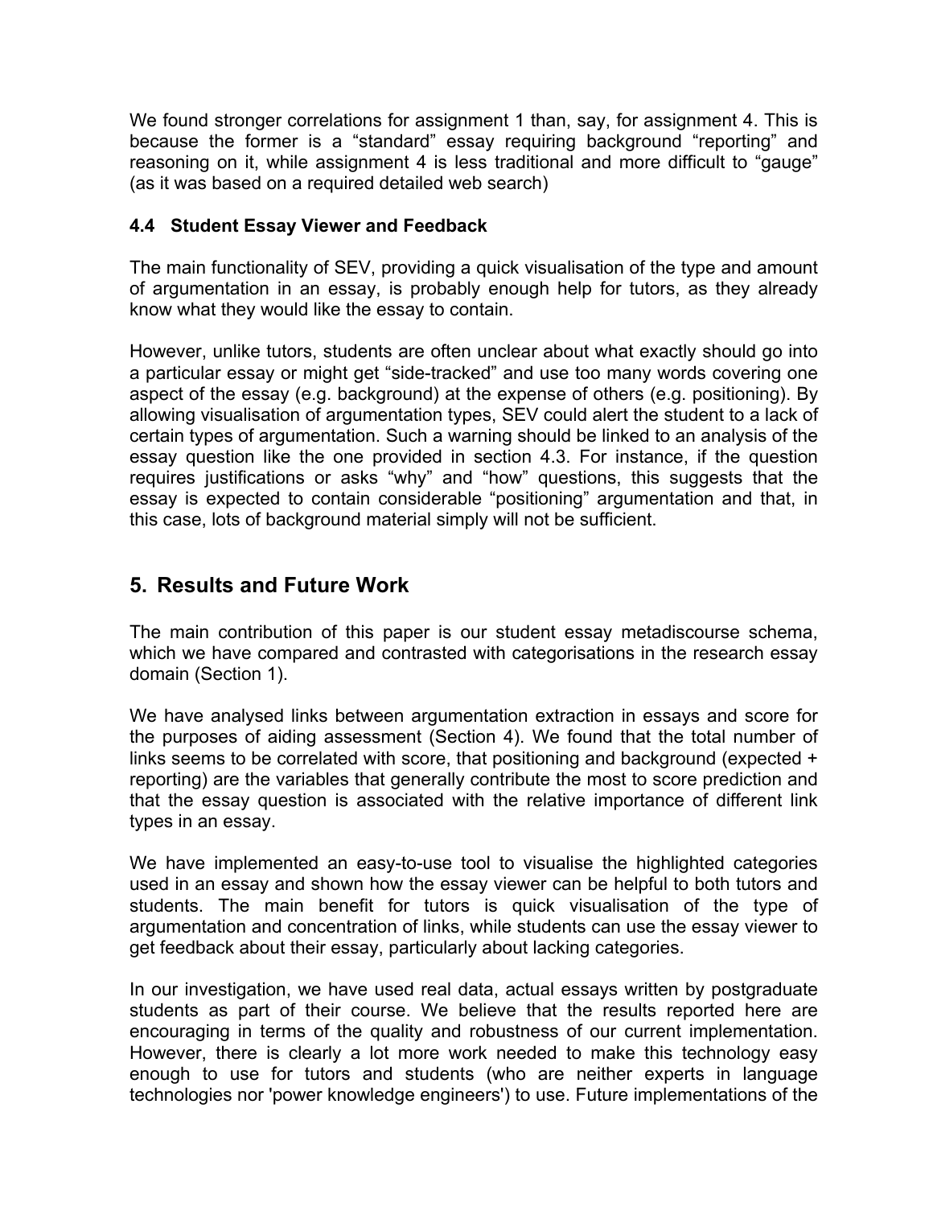We found stronger correlations for assignment 1 than, say, for assignment 4. This is because the former is a "standard" essay requiring background "reporting" and reasoning on it, while assignment 4 is less traditional and more difficult to "gauge" (as it was based on a required detailed web search)

### 4.4 Student Essay Viewer and Feedback

The main functionality of SEV, providing a quick visualisation of the type and amount of argumentation in an essay, is probably enough help for tutors, as they already know what they would like the essay to contain.

However, unlike tutors, students are often unclear about what exactly should go into a particular essay or might get "side-tracked" and use too many words covering one aspect of the essay (e.g. background) at the expense of others (e.g. positioning). By allowing visualisation of argumentation types, SEV could alert the student to a lack of certain types of argumentation. Such a warning should be linked to an analysis of the essay question like the one provided in section 4.3. For instance, if the question requires justifications or asks "why" and "how" questions, this suggests that the essay is expected to contain considerable "positioning" argumentation and that, in this case, lots of background material simply will not be sufficient.

## 5. Results and Future Work

The main contribution of this paper is our student essay metadiscourse schema, which we have compared and contrasted with categorisations in the research essay domain (Section 1).

We have analysed links between argumentation extraction in essays and score for the purposes of aiding assessment (Section 4). We found that the total number of links seems to be correlated with score, that positioning and background (expected + reporting) are the variables that generally contribute the most to score prediction and that the essay question is associated with the relative importance of different link types in an essay.

We have implemented an easy-to-use tool to visualise the highlighted categories used in an essay and shown how the essay viewer can be helpful to both tutors and students. The main benefit for tutors is quick visualisation of the type of argumentation and concentration of links, while students can use the essay viewer to get feedback about their essay, particularly about lacking categories.

In our investigation, we have used real data, actual essays written by postgraduate students as part of their course. We believe that the results reported here are encouraging in terms of the quality and robustness of our current implementation. However, there is clearly a lot more work needed to make this technology easy enough to use for tutors and students (who are neither experts in language technologies nor 'power knowledge engineers') to use. Future implementations of the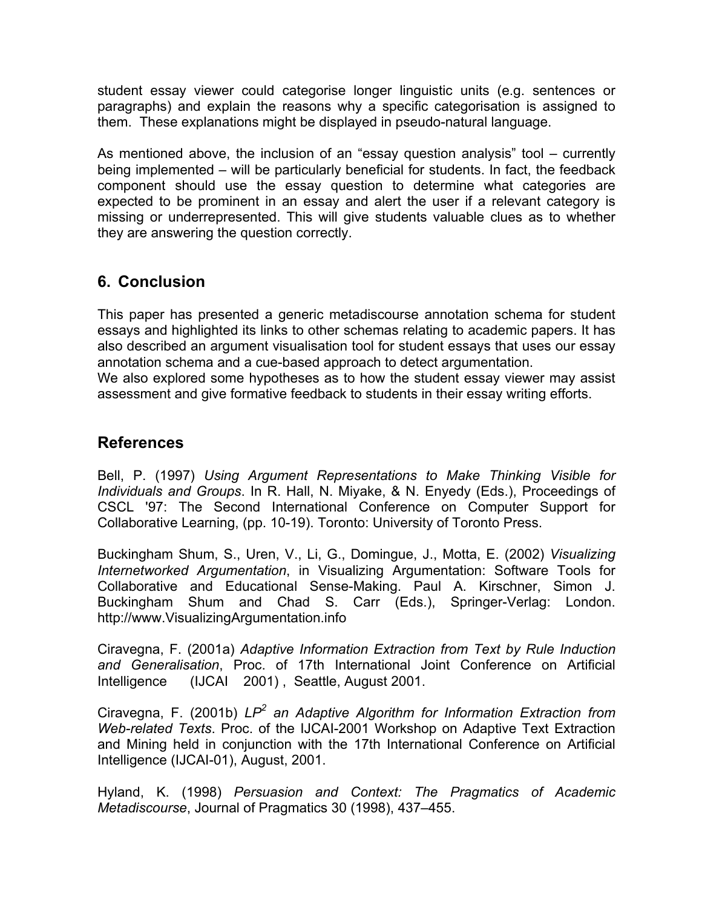student essay viewer could categorise longer linguistic units (e.g. sentences or paragraphs) and explain the reasons why a specific categorisation is assigned to them. These explanations might be displayed in pseudo-natural language.

As mentioned above, the inclusion of an "essay question analysis" tool – currently being implemented – will be particularly beneficial for students. In fact, the feedback component should use the essay question to determine what categories are expected to be prominent in an essay and alert the user if a relevant category is missing or underrepresented. This will give students valuable clues as to whether they are answering the question correctly.

## 6. Conclusion

This paper has presented a generic metadiscourse annotation schema for student essays and highlighted its links to other schemas relating to academic papers. It has also described an argument visualisation tool for student essays that uses our essay annotation schema and a cue-based approach to detect argumentation.
We also explored some hypotheses as to how the student essay viewer may assist assessment and give formative feedback to students in their essay writing efforts.

## References

Bell, P. (1997) *Using Argument Representations to Make Thinking Visible for Individuals and Groups*. In R. Hall, N. Miyake, & N. Enyedy (Eds.), Proceedings of CSCL '97: The Second International Conference on Computer Support for Collaborative Learning, (pp. 10-19). Toronto: University of Toronto Press.

Buckingham Shum, S., Uren, V., Li, G., Domingue, J., Motta, E. (2002) *Visualizing Internetworked Argumentation*, in Visualizing Argumentation: Software Tools for Collaborative and Educational Sense-Making. Paul A. Kirschner, Simon J. Buckingham Shum and Chad S. Carr (Eds.), Springer-Verlag: London. http://www.VisualizingArgumentation.info

Ciravegna, F. (2001a) *Adaptive Information Extraction from Text by Rule Induction and Generalisation*, Proc. of 17th International Joint Conference on Artificial Intelligence (IJCAI 2001) , Seattle, August 2001.

Ciravegna, F. (2001b) *$LP^2$ an Adaptive Algorithm for Information Extraction from Web-related Texts*. Proc. of the IJCAI-2001 Workshop on Adaptive Text Extraction and Mining held in conjunction with the 17th International Conference on Artificial Intelligence (IJCAI-01), August, 2001.

Hyland, K. (1998) *Persuasion and Context: The Pragmatics of Academic Metadiscourse*, Journal of Pragmatics 30 (1998), 437–455.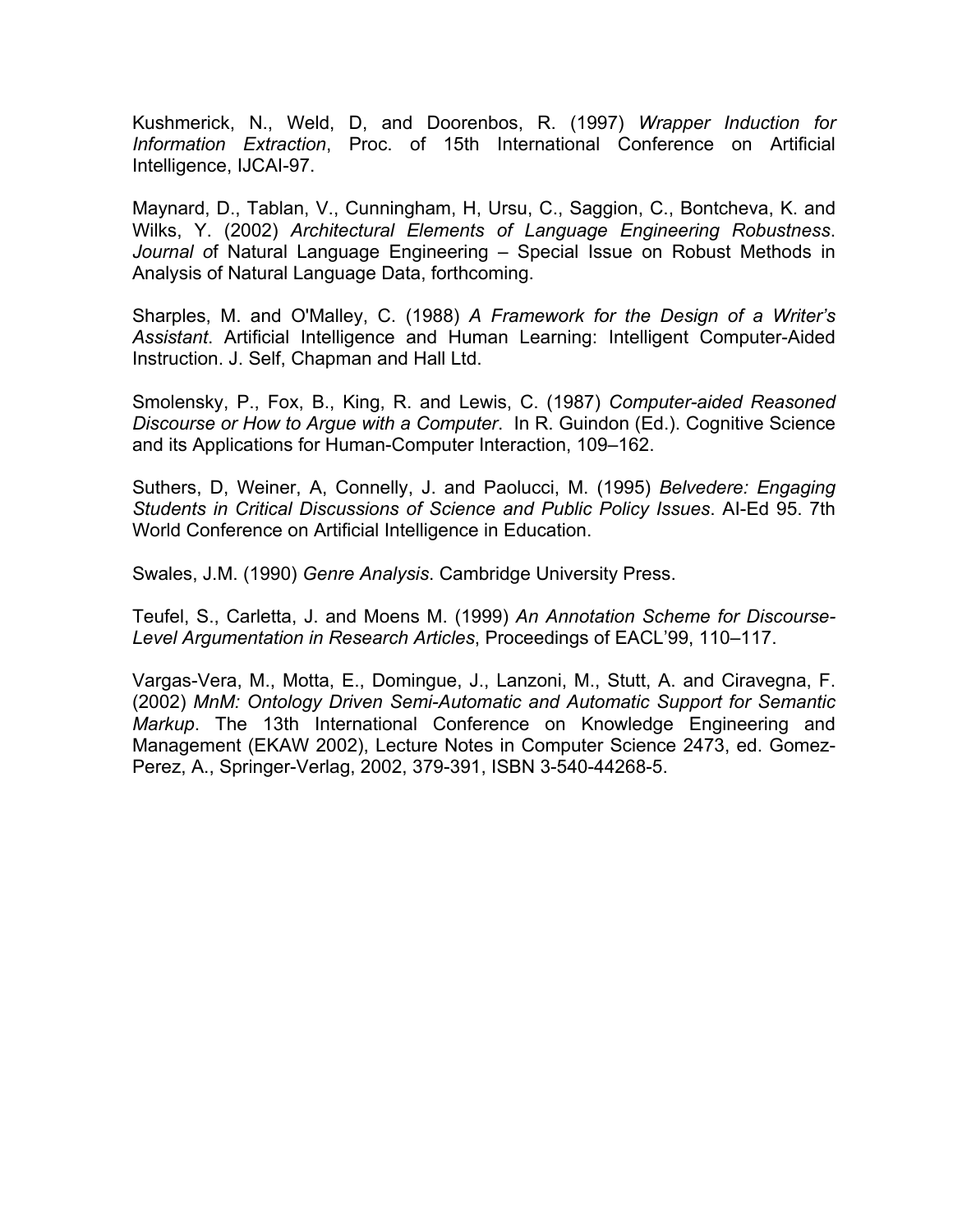Kushmerick, N., Weld, D, and Doorenbos, R. (1997) *Wrapper Induction for Information Extraction*, Proc. of 15th International Conference on Artificial Intelligence, IJCAI-97.

Maynard, D., Tablan, V., Cunningham, H, Ursu, C., Saggion, C., Bontcheva, K. and Wilks, Y. (2002) *Architectural Elements of Language Engineering Robustness*. *Journal o*f Natural Language Engineering – Special Issue on Robust Methods in Analysis of Natural Language Data, forthcoming.

Sharples, M. and O'Malley, C. (1988) *A Framework for the Design of a Writer's Assistant*. Artificial Intelligence and Human Learning: Intelligent Computer-Aided Instruction. J. Self, Chapman and Hall Ltd.

Smolensky, P., Fox, B., King, R. and Lewis, C. (1987) *Computer-aided Reasoned Discourse or How to Argue with a Computer*. In R. Guindon (Ed.). Cognitive Science and its Applications for Human-Computer Interaction, 109–162.

Suthers, D, Weiner, A, Connelly, J. and Paolucci, M. (1995) *Belvedere: Engaging Students in Critical Discussions of Science and Public Policy Issues*. AI-Ed 95. 7th World Conference on Artificial Intelligence in Education.

Swales, J.M. (1990) *Genre Analysis*. Cambridge University Press.

Teufel, S., Carletta, J. and Moens M. (1999) *An Annotation Scheme for Discourse-Level Argumentation in Research Articles*, Proceedings of EACL'99, 110–117.

Vargas-Vera, M., Motta, E., Domingue, J., Lanzoni, M., Stutt, A. and Ciravegna, F. (2002) *MnM: Ontology Driven Semi-Automatic and Automatic Support for Semantic Markup*. The 13th International Conference on Knowledge Engineering and Management (EKAW 2002), Lecture Notes in Computer Science 2473, ed. Gomez-Perez, A., Springer-Verlag, 2002, 379-391, ISBN 3-540-44268-5.